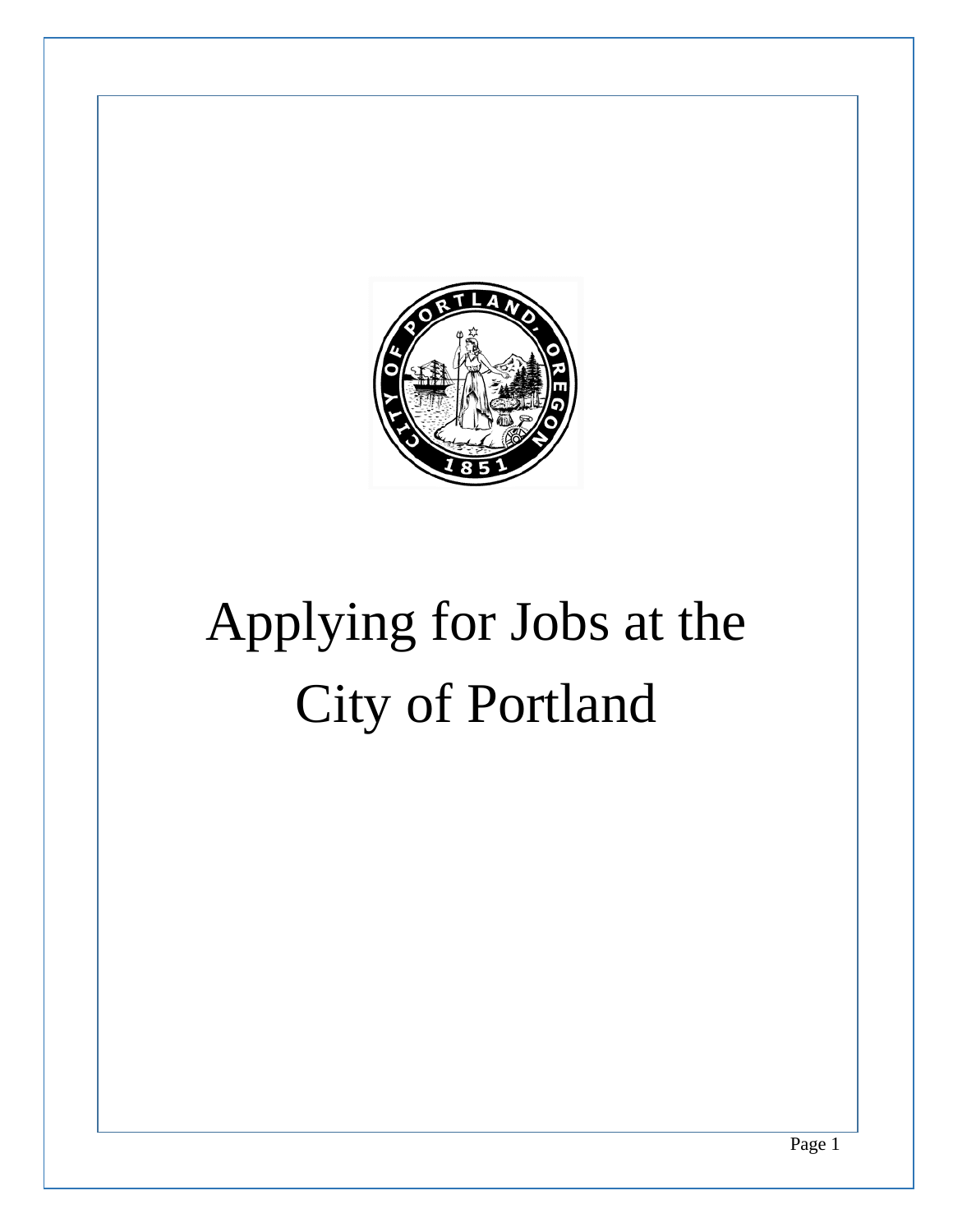# Applying for Jobs at the City of Portland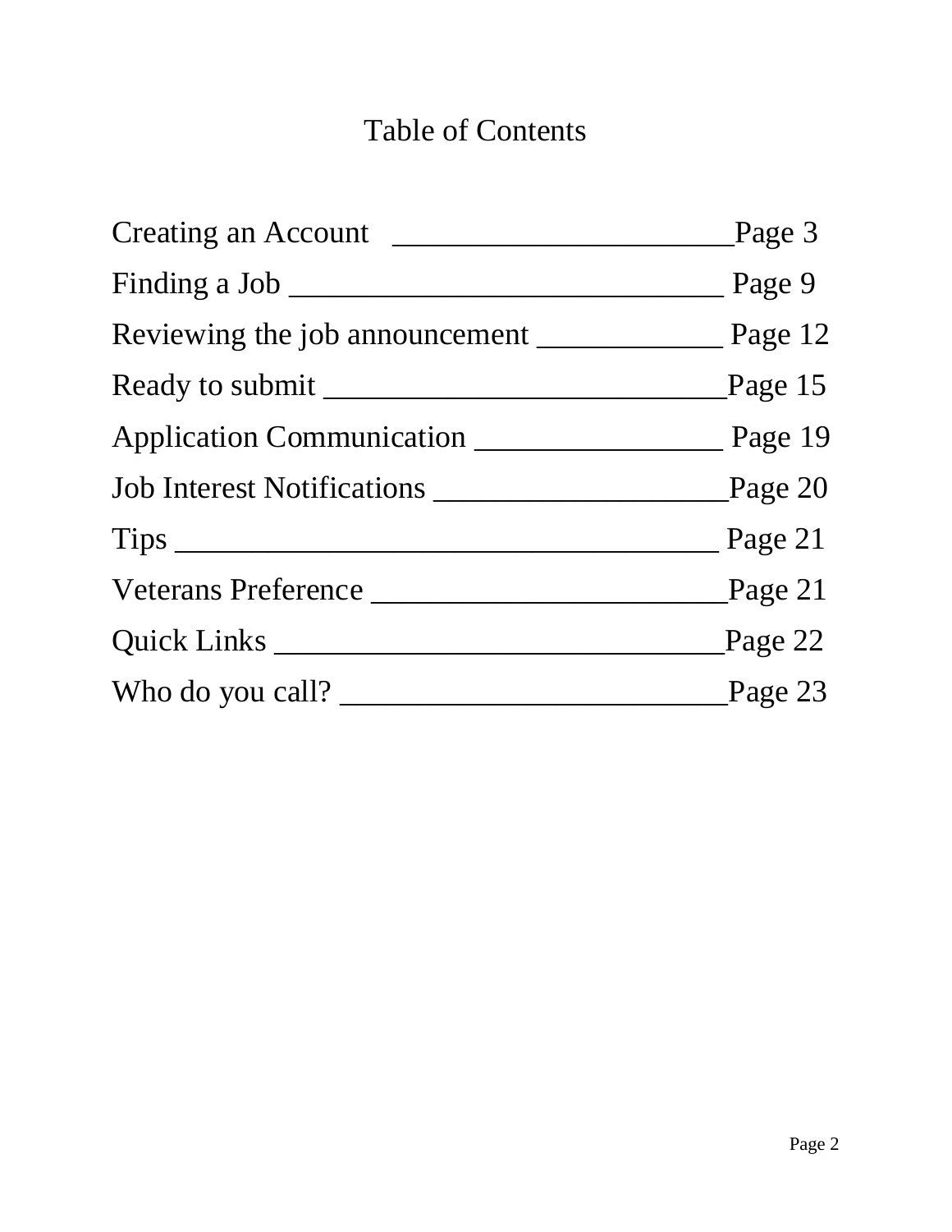# Table of Contents

Creating an Account ______________________ Page 3

Finding a Job ____________________________ Page 9

Reviewing the job announcement ____________ Page 12

Ready to submit _________________________ Page 15

Application Communication ________________ Page 19

Job Interest Notifications __________________ Page 20

Tips ___________________________________ Page 21

Veterans Preference ______________________ Page 21

Quick Links _____________________________ Page 22

Who do you call? ________________________ Page 23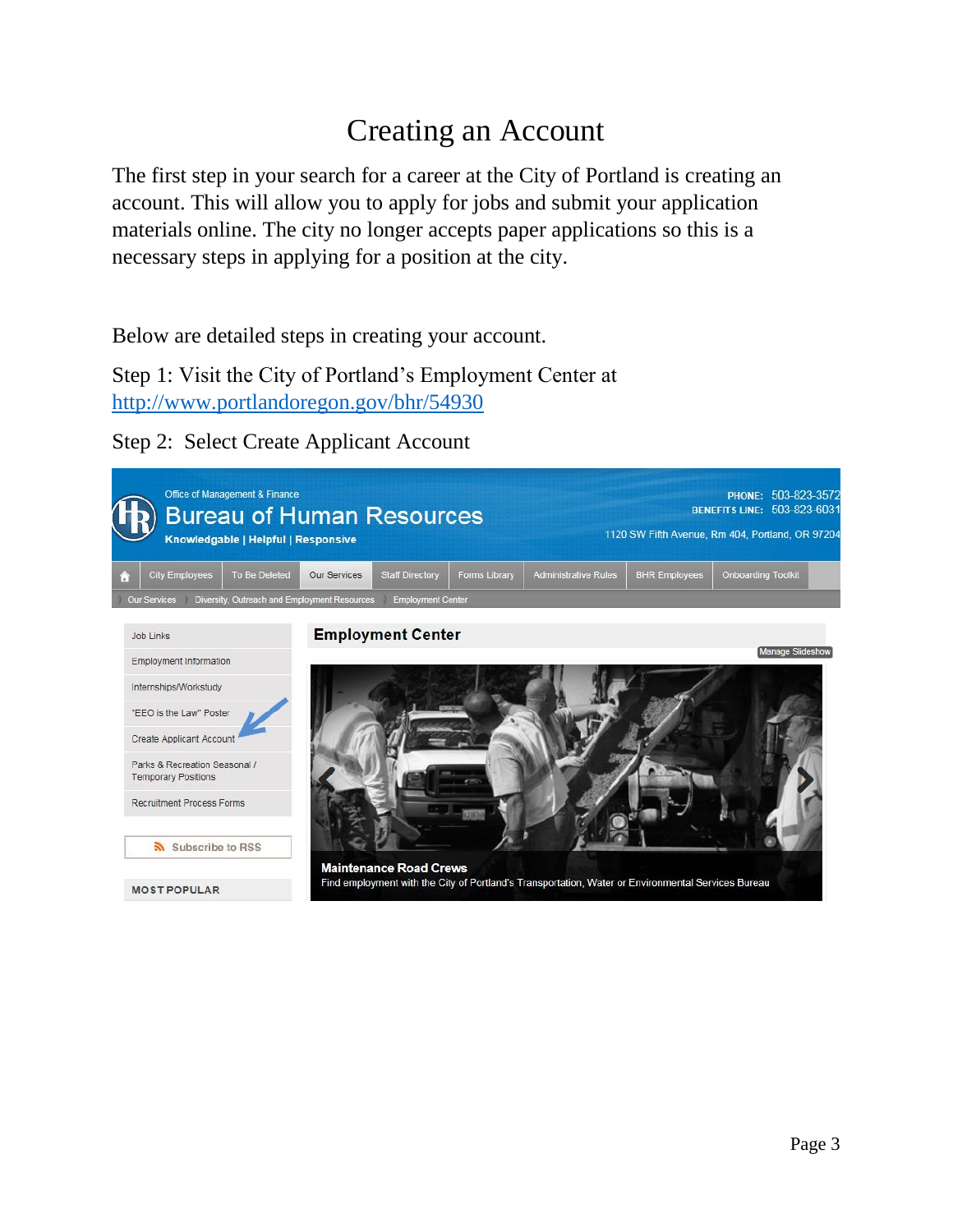# Creating an Account

The first step in your search for a career at the City of Portland is creating an account. This will allow you to apply for jobs and submit your application materials online. The city no longer accepts paper applications so this is a necessary steps in applying for a position at the city.

Below are detailed steps in creating your account.

Step 1: Visit the City of Portland's Employment Center at http://www.portlandoregon.gov/bhr/54930

Step 2: Select Create Applicant Account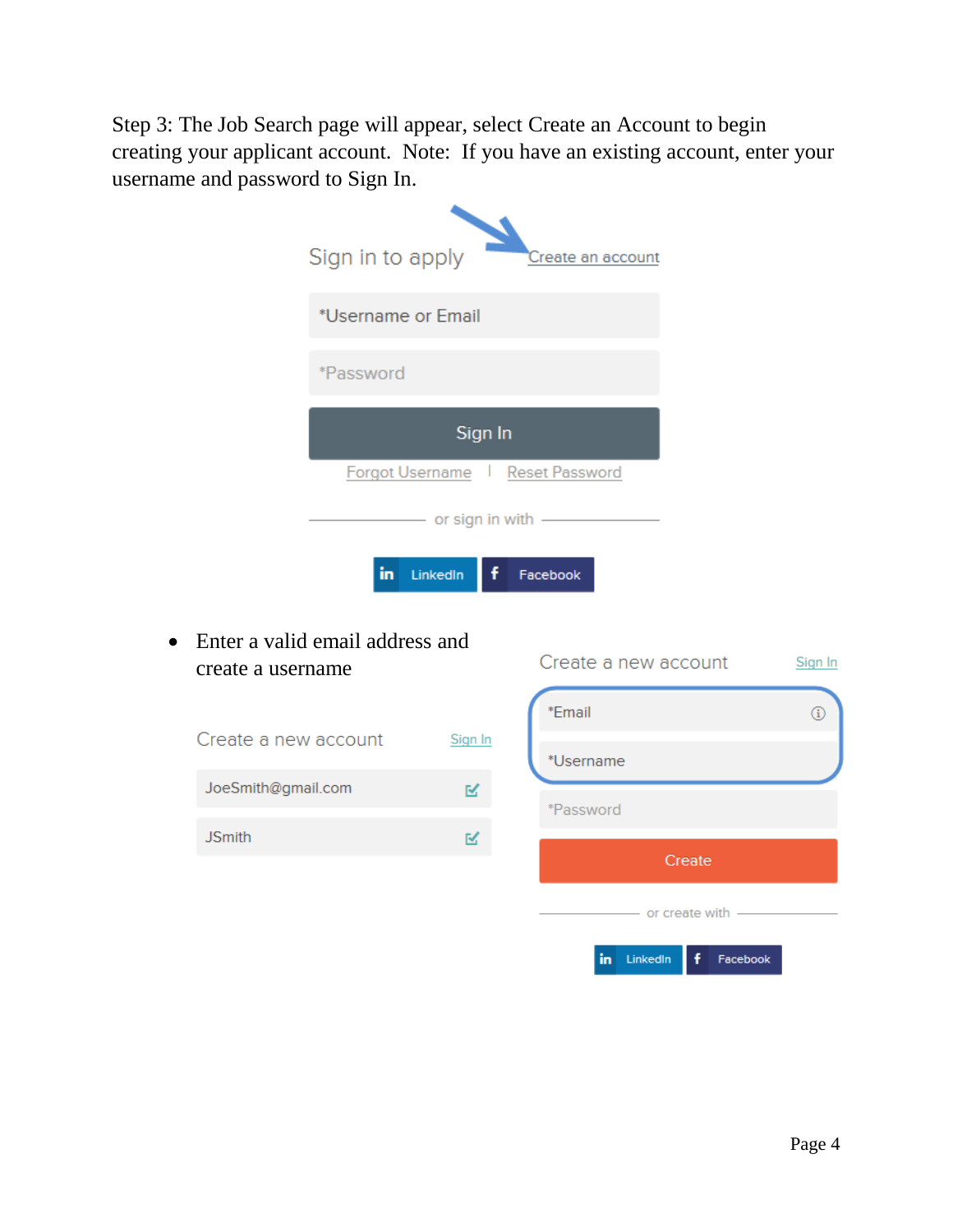Step 3: The Job Search page will appear, select Create an Account to begin creating your applicant account. Note: If you have an existing account, enter your username and password to Sign In.

Sign in to apply

Create an account

*Username or Email

*Password

Sign In

Forgot Username | Reset Password

or sign in with

LinkedIn Facebook

- Enter a valid email address and create a username

Create a new account Sign In

JoeSmith@gmail.com

JSmith

Create a new account Sign In

*Email

*Username

*Password

Create

or create with

LinkedIn Facebook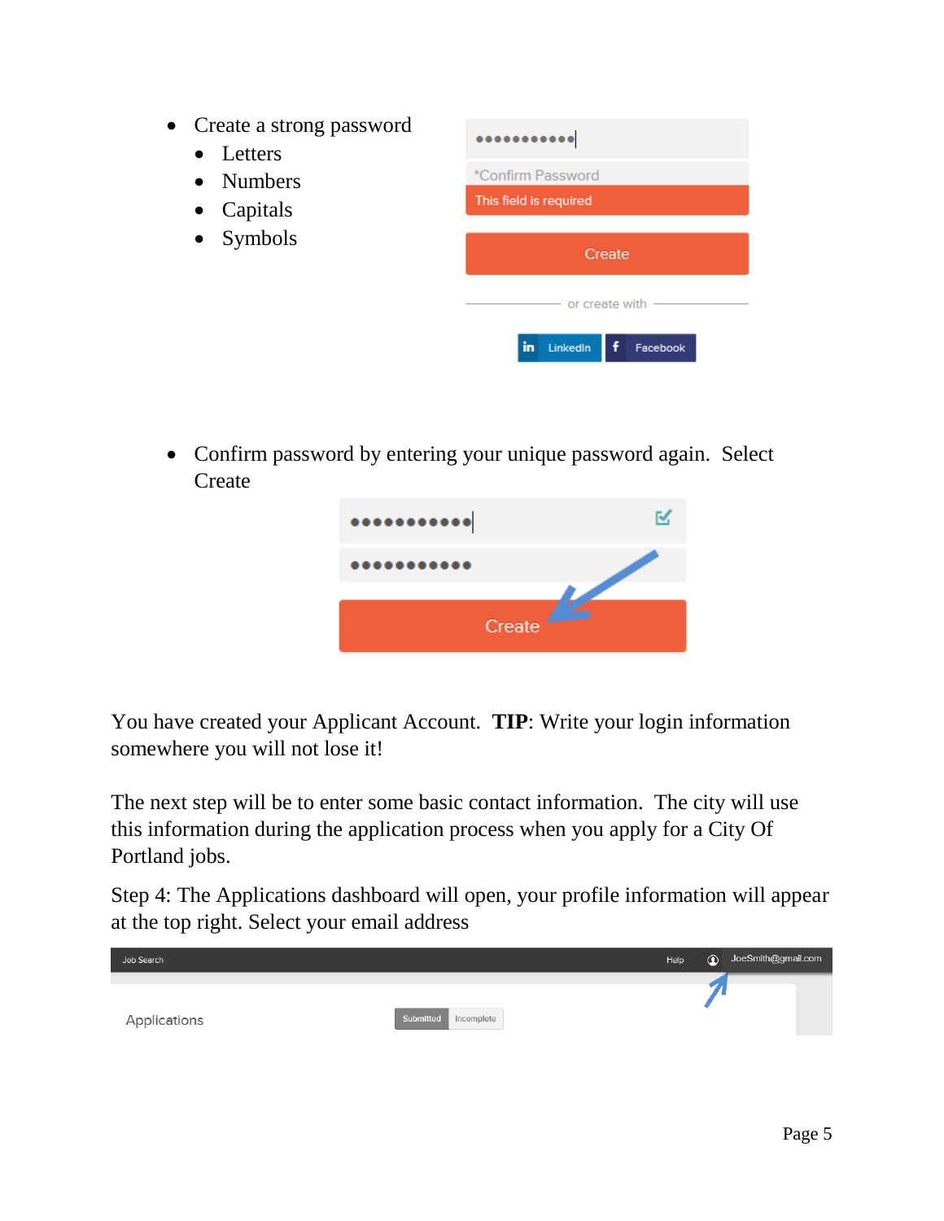- Create a strong password
  - Letters
  - Numbers
  - Capitals
  - Symbols

- Confirm password by entering your unique password again. Select Create

You have created your Applicant Account. **TIP**: Write your login information somewhere you will not lose it!

The next step will be to enter some basic contact information. The city will use this information during the application process when you apply for a City Of Portland jobs.

Step 4: The Applications dashboard will open, your profile information will appear at the top right. Select your email address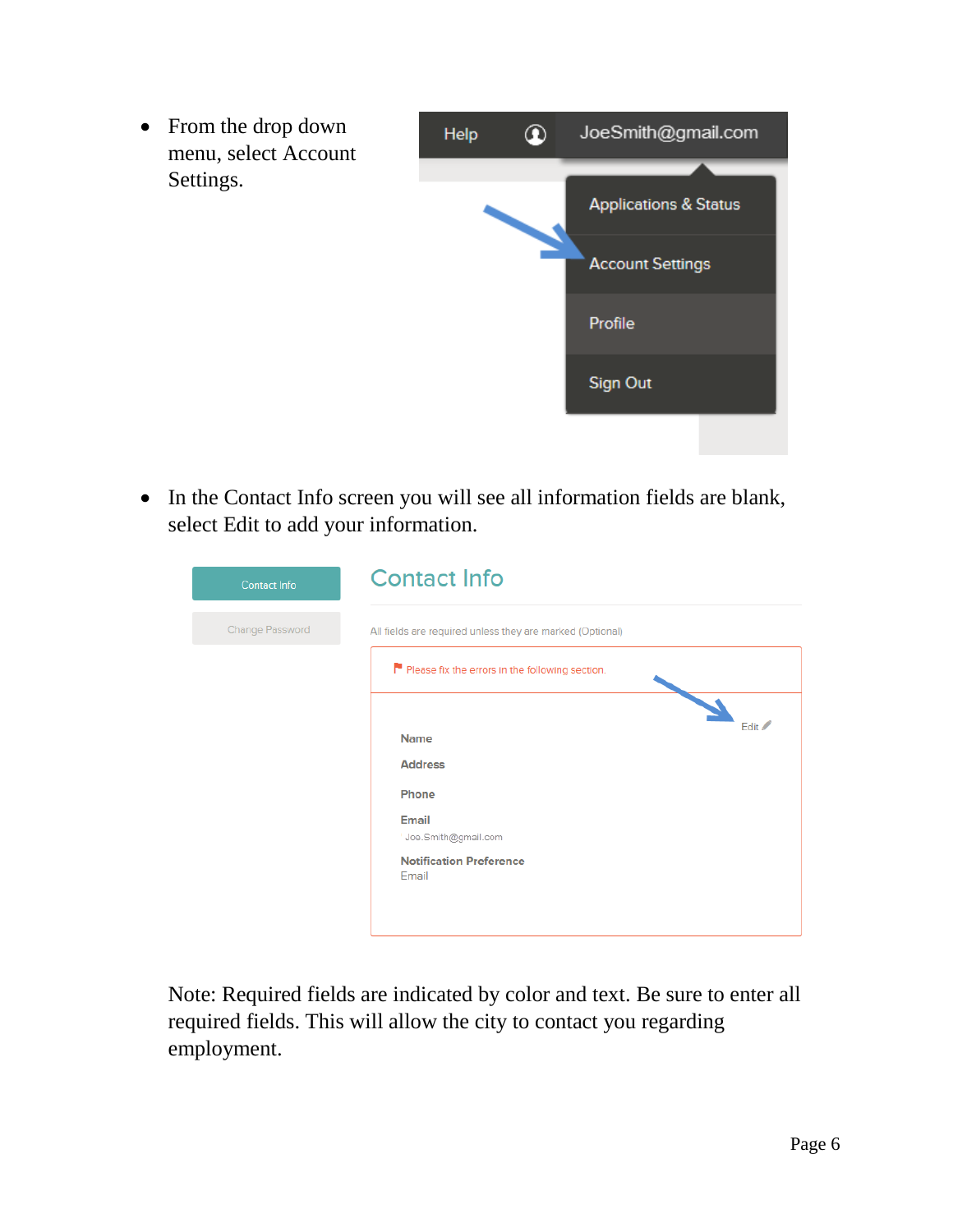- From the drop down menu, select Account Settings.

- In the Contact Info screen you will see all information fields are blank, select Edit to add your information.

Note: Required fields are indicated by color and text. Be sure to enter all required fields. This will allow the city to contact you regarding employment.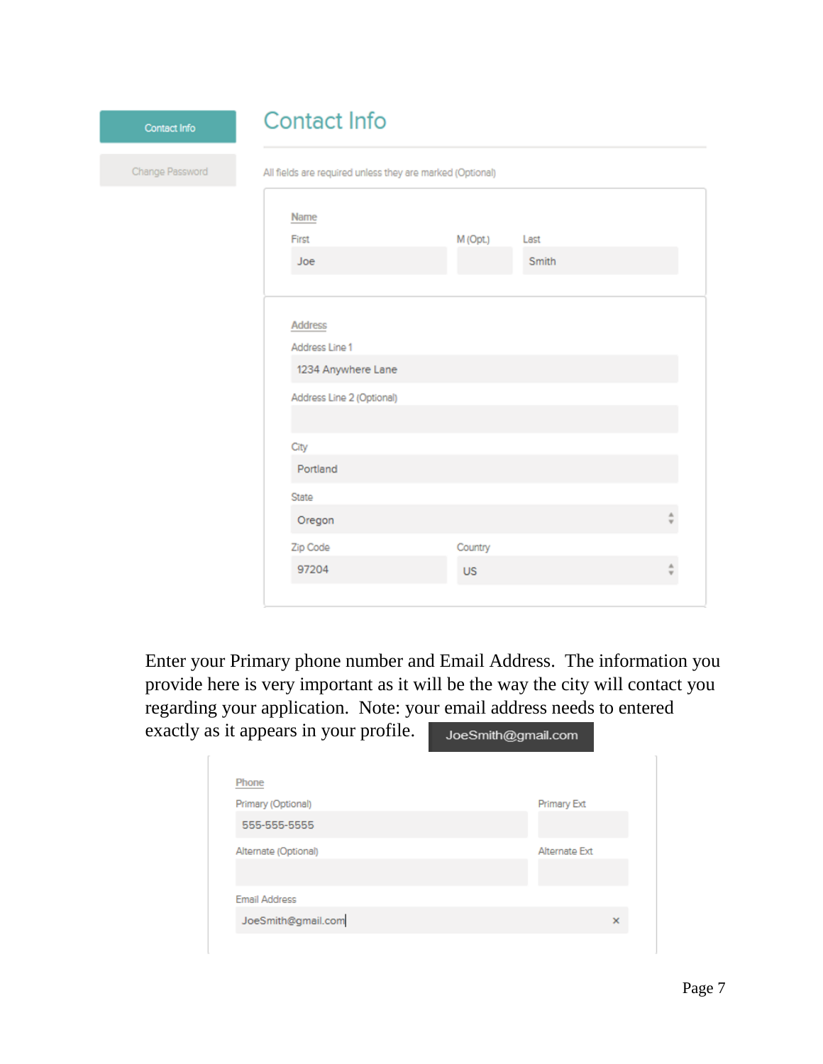Contact Info

Change Password

## Contact Info

All fields are required unless they are marked (Optional)

Name

First: Joe

M (Opt.)

Last: Smith

Address

Address Line 1: 1234 Anywhere Lane

Address Line 2 (Optional)

City: Portland

State: Oregon

Zip Code: 97204

Country: US

Enter your Primary phone number and Email Address. The information you provide here is very important as it will be the way the city will contact you regarding your application. Note: your email address needs to entered exactly as it appears in your profile. JoeSmith@gmail.com

Phone

Primary (Optional): 555-555-5555

Primary Ext

Alternate (Optional)

Alternate Ext

Email Address: JoeSmith@gmail.com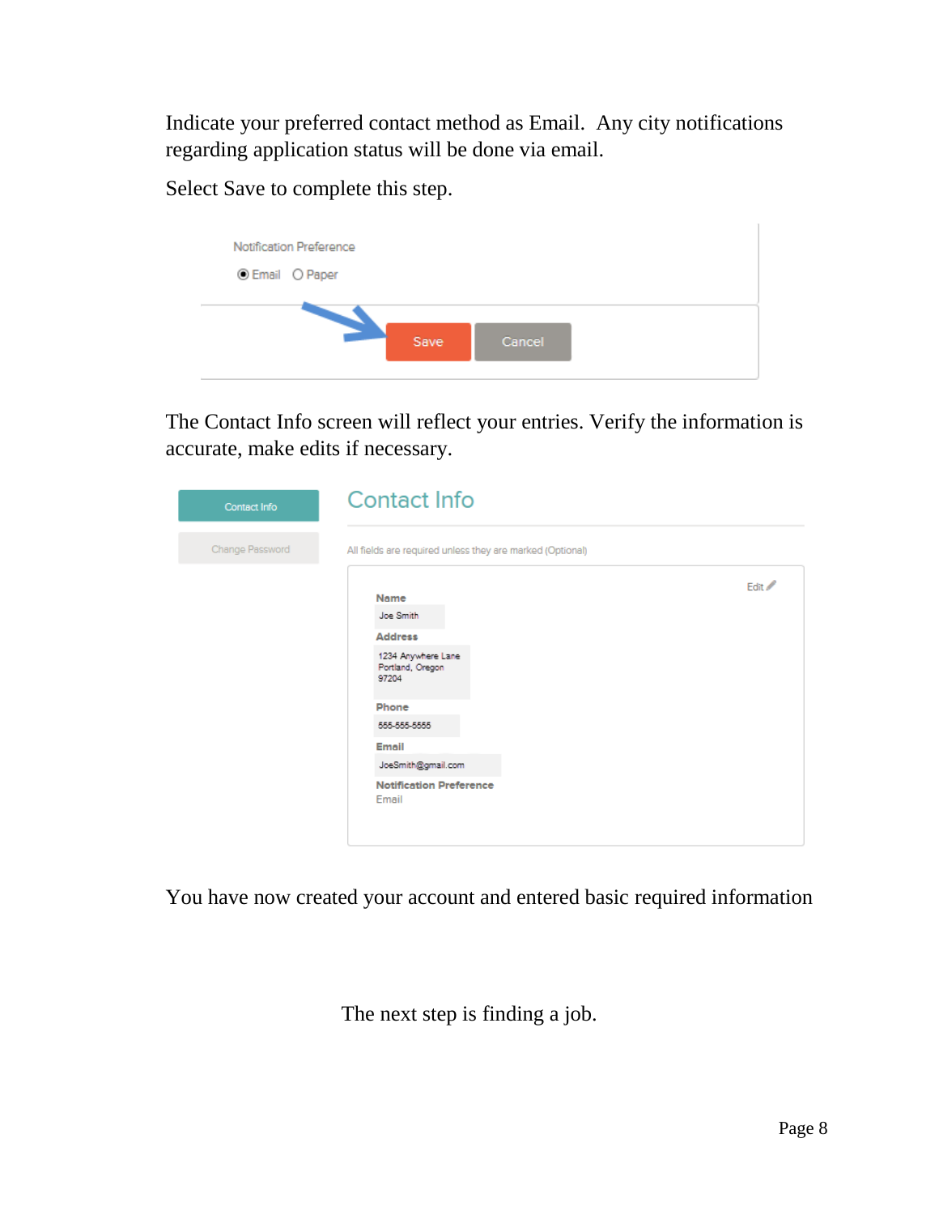Indicate your preferred contact method as Email. Any city notifications regarding application status will be done via email.

Select Save to complete this step.

Notification Preference

◉ Email ○ Paper

Save Cancel

The Contact Info screen will reflect your entries. Verify the information is accurate, make edits if necessary.

Contact Info

Change Password

Contact Info

All fields are required unless they are marked (Optional)

Edit

**Name**
Joe Smith

**Address**
1234 Anywhere Lane
Portland, Oregon
97204

**Phone**
555-555-5555

**Email**
JoeSmith@gmail.com

**Notification Preference**
Email

You have now created your account and entered basic required information

The next step is finding a job.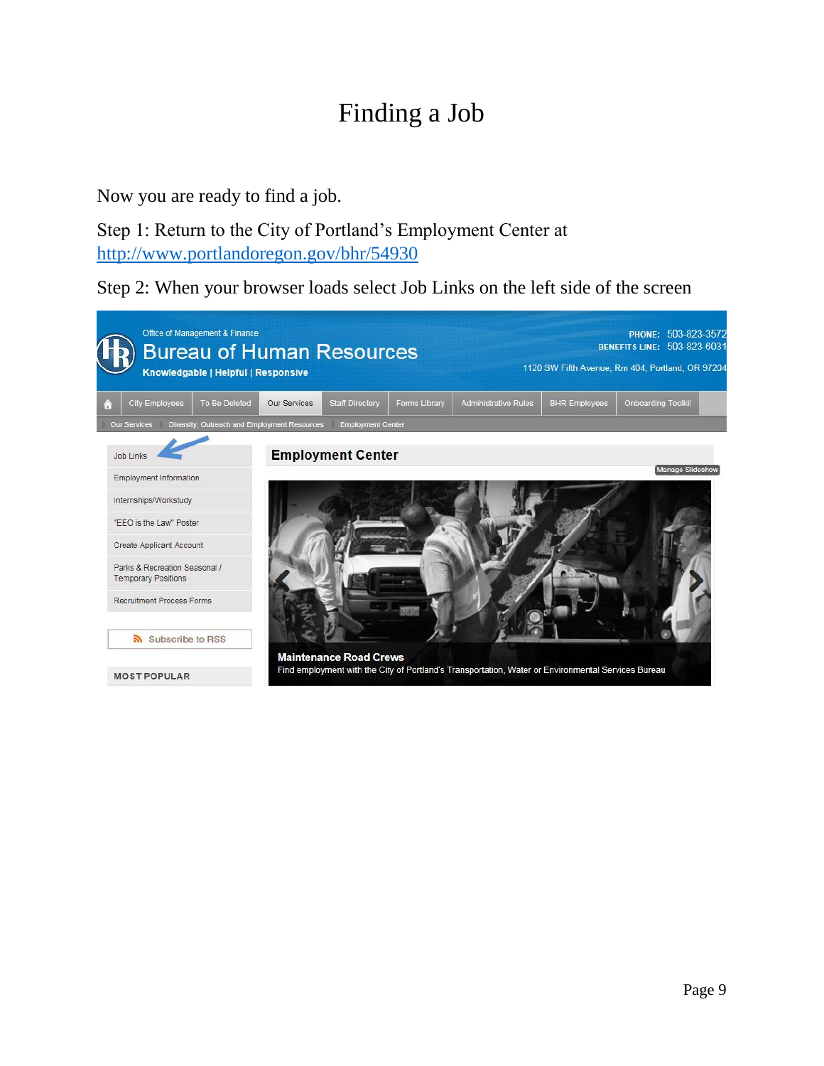# Finding a Job

Now you are ready to find a job.

Step 1: Return to the City of Portland's Employment Center at http://www.portlandoregon.gov/bhr/54930

Step 2: When your browser loads select Job Links on the left side of the screen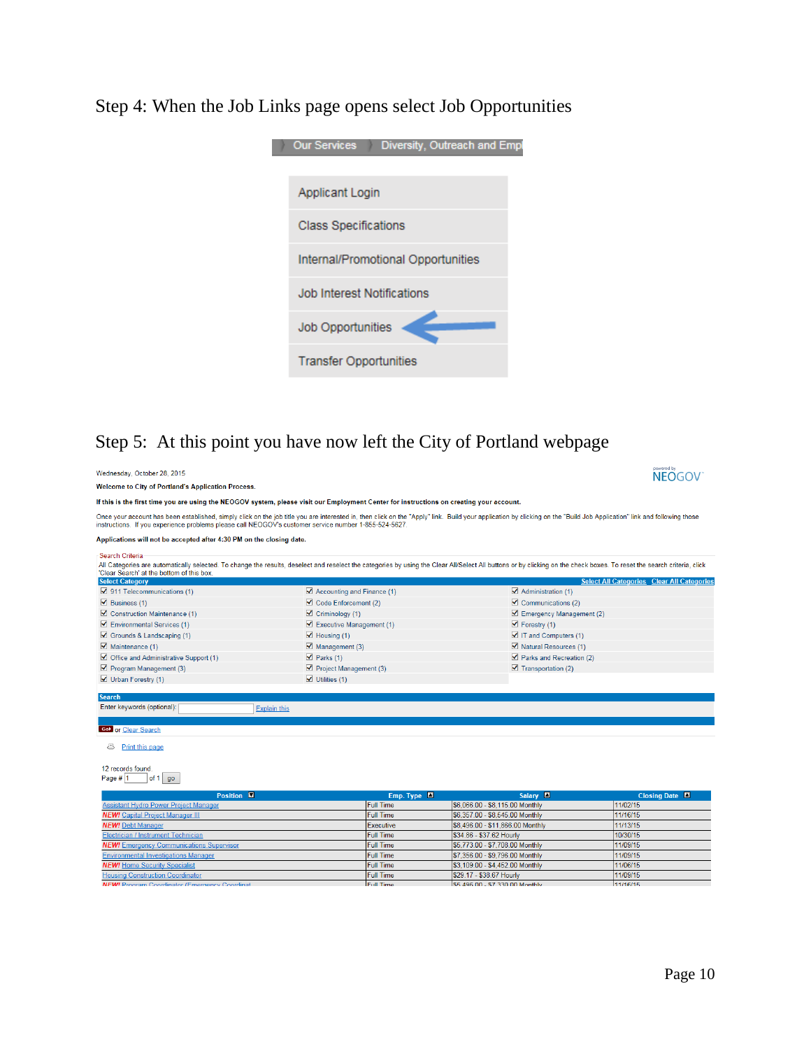Step 4: When the Job Links page opens select Job Opportunities

Our Services | Diversity, Outreach and Empl

- Applicant Login
- Class Specifications
- Internal/Promotional Opportunities
- Job Interest Notifications
- Job Opportunities
- Transfer Opportunities

Step 5: At this point you have now left the City of Portland webpage

Wednesday, October 28, 2015

powered by NEOGOV

**Welcome to City of Portland's Application Process.**

**If this is the first time you are using the NEOGOV system, please visit our Employment Center for instructions on creating your account.**

Once your account has been established, simply click on the job title you are interested in, then click on the "Apply" link. Build your application by clicking on the "Build Job Application" link and following those instructions. If you experience problems please call NEOGOV's customer service number 1-855-524-5627.

**Applications will not be accepted after 4:30 PM on the closing date.**

Search Criteria

All Categories are automatically selected. To change the results, deselect and reselect the categories by using the Clear All/Select All buttons or by clicking on the check boxes. To reset the search criteria, click 'Clear Search' at the bottom of this box.

**Select Category** — Select All Categories | Clear All Categories

- ☑ 911 Telecommunications (1)
- ☑ Accounting and Finance (1)
- ☑ Administration (1)
- ☑ Business (1)
- ☑ Code Enforcement (2)
- ☑ Communications (2)
- ☑ Construction Maintenance (1)
- ☑ Criminology (1)
- ☑ Emergency Management (2)
- ☑ Environmental Services (1)
- ☑ Executive Management (1)
- ☑ Forestry (1)
- ☑ Grounds & Landscaping (1)
- ☑ Housing (1)
- ☑ IT and Computers (1)
- ☑ Maintenance (1)
- ☑ Management (3)
- ☑ Natural Resources (1)
- ☑ Office and Administrative Support (1)
- ☑ Parks (1)
- ☑ Parks and Recreation (2)
- ☑ Program Management (3)
- ☑ Project Management (3)
- ☑ Transportation (2)
- ☑ Urban Forestry (1)
- ☑ Utilities (1)

**Search**

Enter keywords (optional): ______ Explain this

Go! or Clear Search

Print this page

12 records found

Page # 1 of 1 go

| Position | Emp. Type | Salary | Closing Date |
|---|---|---|---|
| Assistant Hydro Power Project Manager | Full Time | $6,066.00 - $8,115.00 Monthly | 11/02/15 |
| NEW! Capital Project Manager III | Full Time | $6,357.00 - $8,545.00 Monthly | 11/16/15 |
| NEW! Debt Manager | Executive | $8,496.00 - $11,866.00 Monthly | 11/13/15 |
| Electrician / Instrument Technician | Full Time | $34.86 - $37.62 Hourly | 10/30/15 |
| NEW! Emergency Communications Supervisor | Full Time | $5,773.00 - $7,708.00 Monthly | 11/09/15 |
| Environmental Investigations Manager | Full Time | $7,356.00 - $9,796.00 Monthly | 11/09/15 |
| NEW! Home Security Specialist | Full Time | $3,109.00 - $4,452.00 Monthly | 11/06/15 |
| Housing Construction Coordinator | Full Time | $29.17 - $38.67 Hourly | 11/09/15 |
| NEW! Program Coordinator (Emergency Coordinat | Full Time | $5,496.00 - $7,330.00 Monthly | 11/16/15 |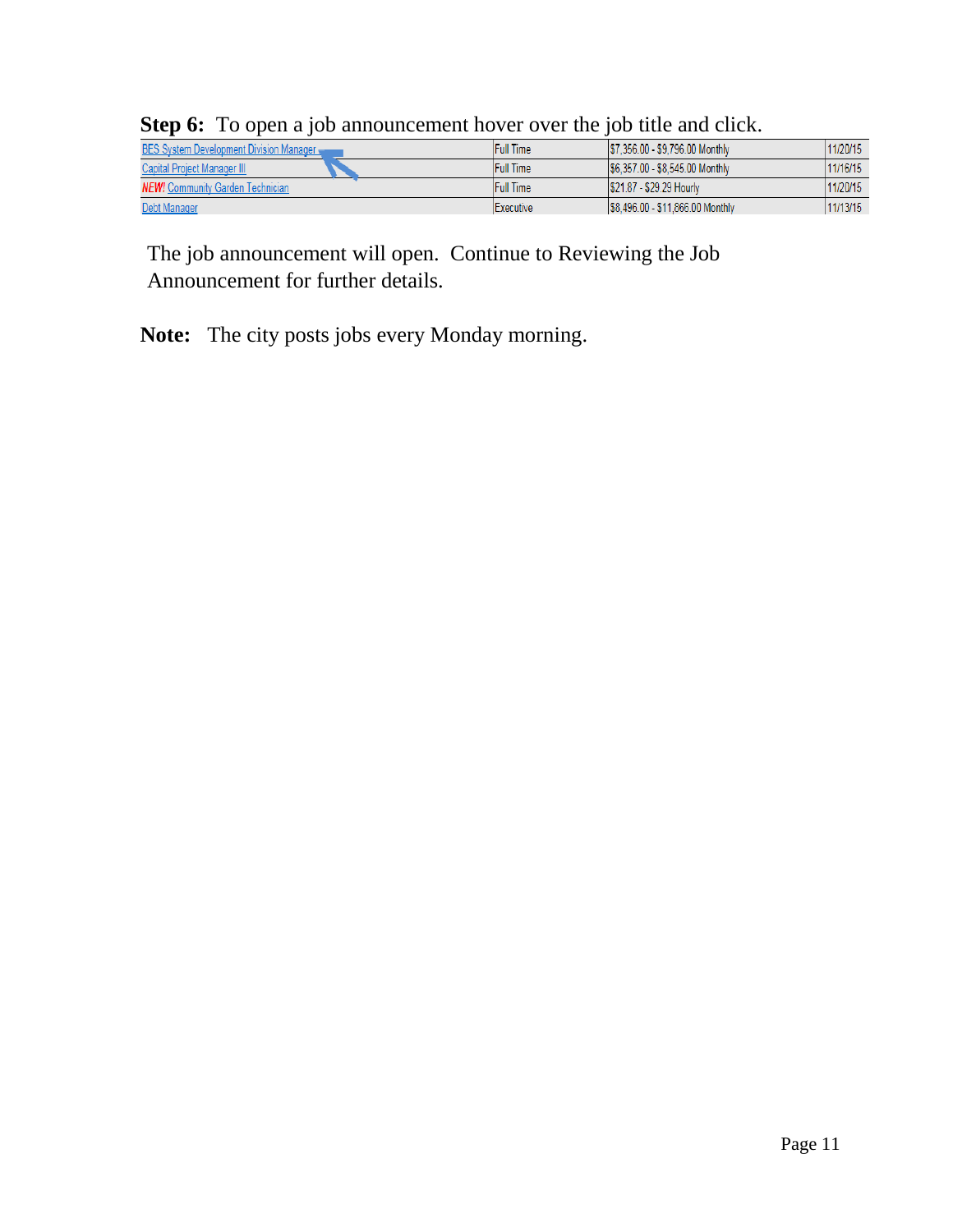**Step 6:** To open a job announcement hover over the job title and click.

| | | | |
|---|---|---|---|
| BES System Development Division Manager | Full Time | $7,356.00 - $9,796.00 Monthly | 11/20/15 |
| Capital Project Manager III | Full Time | $6,357.00 - $8,545.00 Monthly | 11/16/15 |
| *NEW!* Community Garden Technician | Full Time | $21.87 - $29.29 Hourly | 11/20/15 |
| Debt Manager | Executive | $8,496.00 - $11,866.00 Monthly | 11/13/15 |

The job announcement will open. Continue to Reviewing the Job Announcement for further details.

**Note:** The city posts jobs every Monday morning.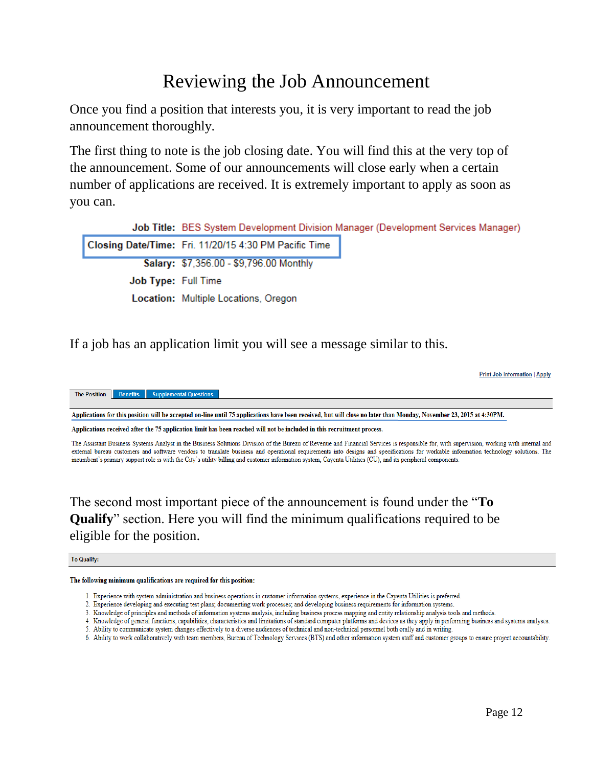# Reviewing the Job Announcement

Once you find a position that interests you, it is very important to read the job announcement thoroughly.

The first thing to note is the job closing date. You will find this at the very top of the announcement. Some of our announcements will close early when a certain number of applications are received. It is extremely important to apply as soon as you can.

| | |
|---|---|
| **Job Title:** | BES System Development Division Manager (Development Services Manager) |
| **Closing Date/Time:** | Fri. 11/20/15 4:30 PM Pacific Time |
| **Salary:** | $7,356.00 - $9,796.00 Monthly |
| **Job Type:** | Full Time |
| **Location:** | Multiple Locations, Oregon |

If a job has an application limit you will see a message similar to this.

Print Job Information | Apply

The Position | Benefits | Supplemental Questions

**Applications for this position will be accepted on-line until 75 applications have been received, but will close no later than Monday, November 23, 2015 at 4:30PM.**

**Applications received after the 75 application limit has been reached will not be included in this recruitment process.**

The Assistant Business Systems Analyst in the Business Solutions Division of the Bureau of Revenue and Financial Services is responsible for, with supervision, working with internal and external bureau customers and software vendors to translate business and operational requirements into designs and specifications for workable information technology solutions. The incumbent's primary support role is with the City's utility billing and customer information system, Cayenta Utilities (CU), and its peripheral components.

The second most important piece of the announcement is found under the "**To Qualify**" section. Here you will find the minimum qualifications required to be eligible for the position.

To Qualify:

**The following minimum qualifications are required for this position:**

1. Experience with system administration and business operations in customer information systems, experience in the Cayenta Utilities is preferred.
2. Experience developing and executing test plans; documenting work processes; and developing business requirements for information systems.
3. Knowledge of principles and methods of information systems analysis, including business process mapping and entity relationship analysis tools and methods.
4. Knowledge of general functions, capabilities, characteristics and limitations of standard computer platforms and devices as they apply in performing business and systems analyses.
5. Ability to communicate system changes effectively to a diverse audiences of technical and non-technical personnel both orally and in writing.
6. Ability to work collaboratively with team members, Bureau of Technology Services (BTS) and other information system staff and customer groups to ensure project accountability.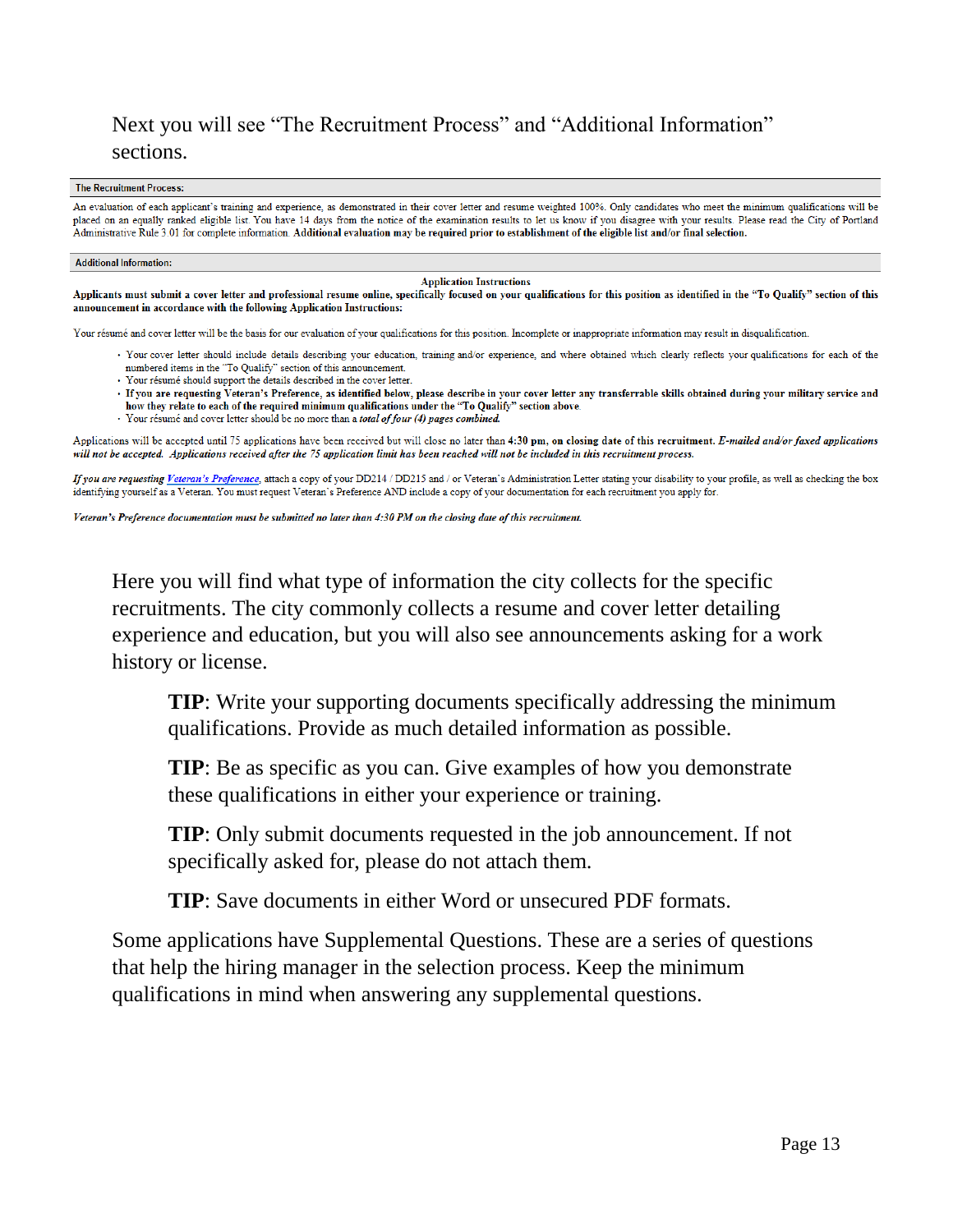Next you will see "The Recruitment Process" and "Additional Information" sections.

**The Recruitment Process:**

An evaluation of each applicant's training and experience, as demonstrated in their cover letter and resume weighted 100%. Only candidates who meet the minimum qualifications will be placed on an equally ranked eligible list. You have 14 days from the notice of the examination results to let us know if you disagree with your results. Please read the City of Portland Administrative Rule 3.01 for complete information. **Additional evaluation may be required prior to establishment of the eligible list and/or final selection.**

**Additional Information:**

**Application Instructions**

**Applicants must submit a cover letter and professional resume online, specifically focused on your qualifications for this position as identified in the "To Qualify" section of this announcement in accordance with the following Application Instructions:**

Your résumé and cover letter will be the basis for our evaluation of your qualifications for this position. Incomplete or inappropriate information may result in disqualification.

- Your cover letter should include details describing your education, training and/or experience, and where obtained which clearly reflects your qualifications for each of the numbered items in the "To Qualify" section of this announcement.
- Your résumé should support the details described in the cover letter.
- **If you are requesting Veteran's Preference, as identified below, please describe in your cover letter any transferrable skills obtained during your military service and how they relate to each of the required minimum qualifications under the "To Qualify" section above.**
- Your résumé and cover letter should be no more than a ***total of four (4) pages combined.***

Applications will be accepted until 75 applications have been received but will close no later than **4:30 pm, on closing date of this recruitment.** ***E-mailed and/or faxed applications will not be accepted. Applications received after the 75 application limit has been reached will not be included in this recruitment process.***

*If you are requesting Veteran's Preference*, attach a copy of your DD214 / DD215 and / or Veteran's Administration Letter stating your disability to your profile, as well as checking the box identifying yourself as a Veteran. You must request Veteran's Preference AND include a copy of your documentation for each recruitment you apply for.

***Veteran's Preference documentation must be submitted no later than 4:30 PM on the closing date of this recruitment.***

Here you will find what type of information the city collects for the specific recruitments. The city commonly collects a resume and cover letter detailing experience and education, but you will also see announcements asking for a work history or license.

> **TIP**: Write your supporting documents specifically addressing the minimum qualifications. Provide as much detailed information as possible.
>
> **TIP**: Be as specific as you can. Give examples of how you demonstrate these qualifications in either your experience or training.
>
> **TIP**: Only submit documents requested in the job announcement. If not specifically asked for, please do not attach them.
>
> **TIP**: Save documents in either Word or unsecured PDF formats.

Some applications have Supplemental Questions. These are a series of questions that help the hiring manager in the selection process. Keep the minimum qualifications in mind when answering any supplemental questions.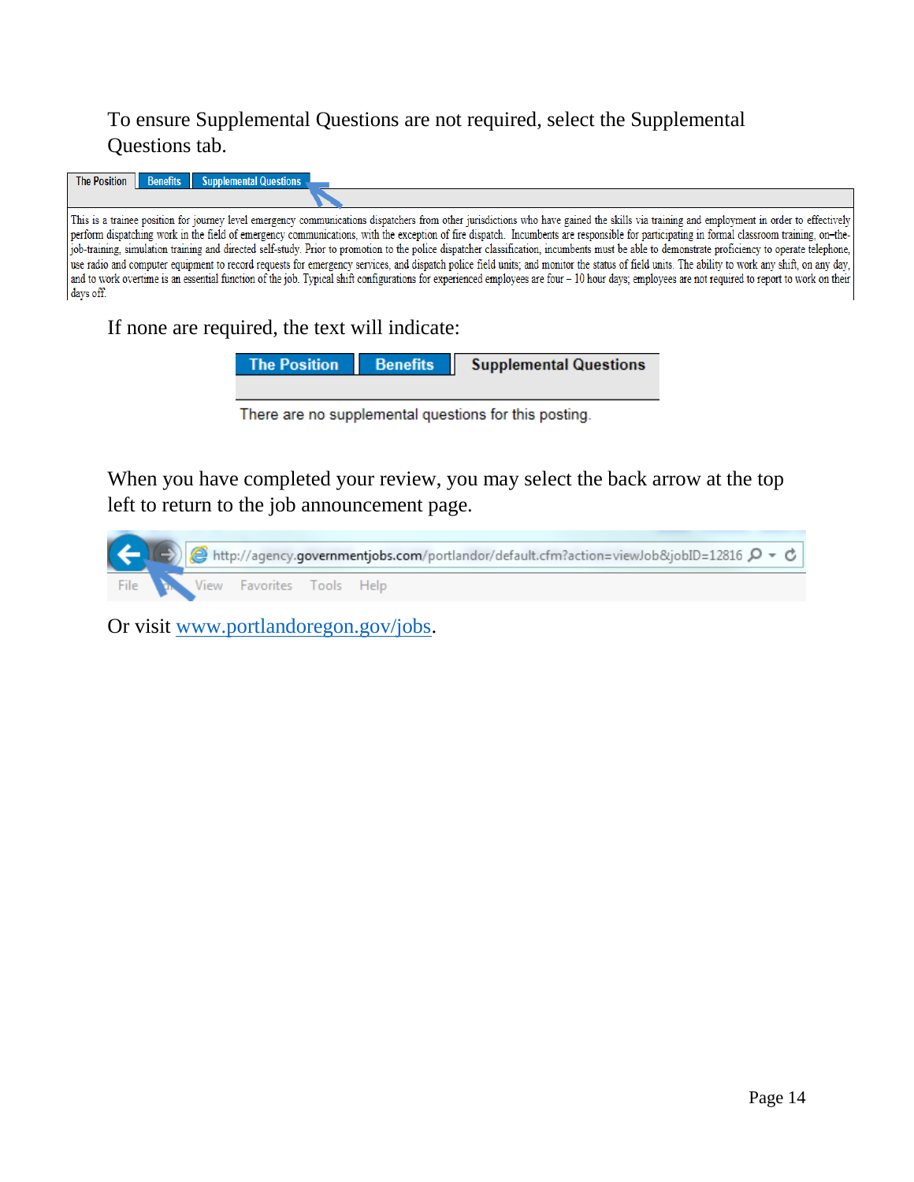To ensure Supplemental Questions are not required, select the Supplemental Questions tab.

The Position | Benefits | Supplemental Questions

This is a trainee position for journey level emergency communications dispatchers from other jurisdictions who have gained the skills via training and employment in order to effectively perform dispatching work in the field of emergency communications, with the exception of fire dispatch. Incumbents are responsible for participating in formal classroom training, on–the-job-training, simulation training and directed self-study. Prior to promotion to the police dispatcher classification, incumbents must be able to demonstrate proficiency to operate telephone, use radio and computer equipment to record requests for emergency services, and dispatch police field units; and monitor the status of field units. The ability to work any shift, on any day, and to work overtime is an essential function of the job. Typical shift configurations for experienced employees are four – 10 hour days; employees are not required to report to work on their days off.

If none are required, the text will indicate:

The Position | Benefits | Supplemental Questions

There are no supplemental questions for this posting.

When you have completed your review, you may select the back arrow at the top left to return to the job announcement page.

http://agency.governmentjobs.com/portlandor/default.cfm?action=viewJob&jobID=12816

File Edit View Favorites Tools Help

Or visit [www.portlandoregon.gov/jobs](http://www.portlandoregon.gov/jobs).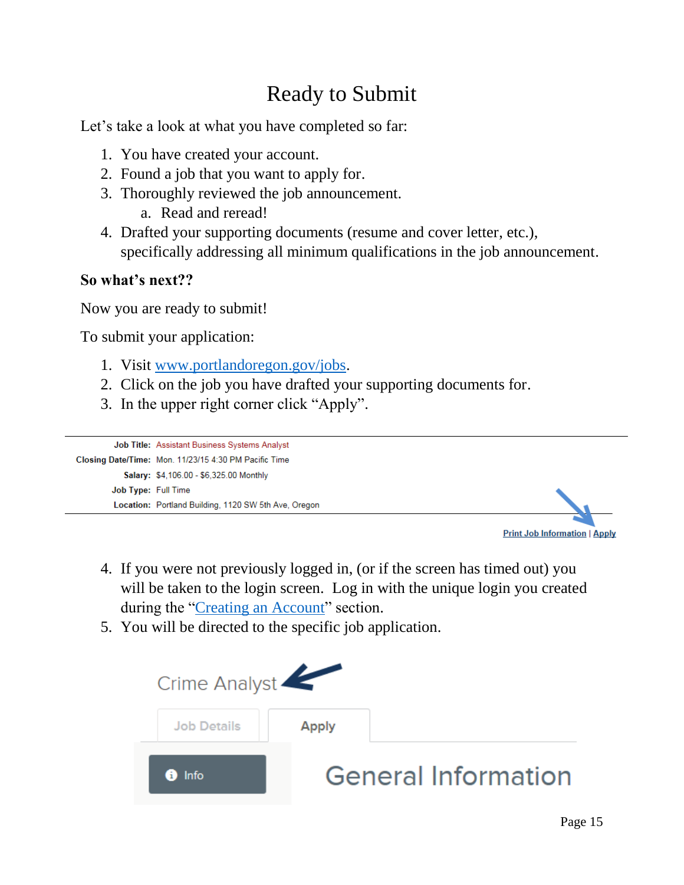# Ready to Submit

Let's take a look at what you have completed so far:

1. You have created your account.
2. Found a job that you want to apply for.
3. Thoroughly reviewed the job announcement.
   a. Read and reread!
4. Drafted your supporting documents (resume and cover letter, etc.), specifically addressing all minimum qualifications in the job announcement.

**So what's next??**

Now you are ready to submit!

To submit your application:

1. Visit [www.portlandoregon.gov/jobs](http://www.portlandoregon.gov/jobs).
2. Click on the job you have drafted your supporting documents for.
3. In the upper right corner click "Apply".

| | |
|---|---|
| **Job Title:** | Assistant Business Systems Analyst |
| **Closing Date/Time:** | Mon. 11/23/15 4:30 PM Pacific Time |
| **Salary:** | $4,106.00 - $6,325.00 Monthly |
| **Job Type:** | Full Time |
| **Location:** | Portland Building, 1120 SW 5th Ave, Oregon |

Print Job Information | Apply

4. If you were not previously logged in, (or if the screen has timed out) you will be taken to the login screen. Log in with the unique login you created during the "Creating an Account" section.
5. You will be directed to the specific job application.

Crime Analyst

Job Details | Apply

Info

General Information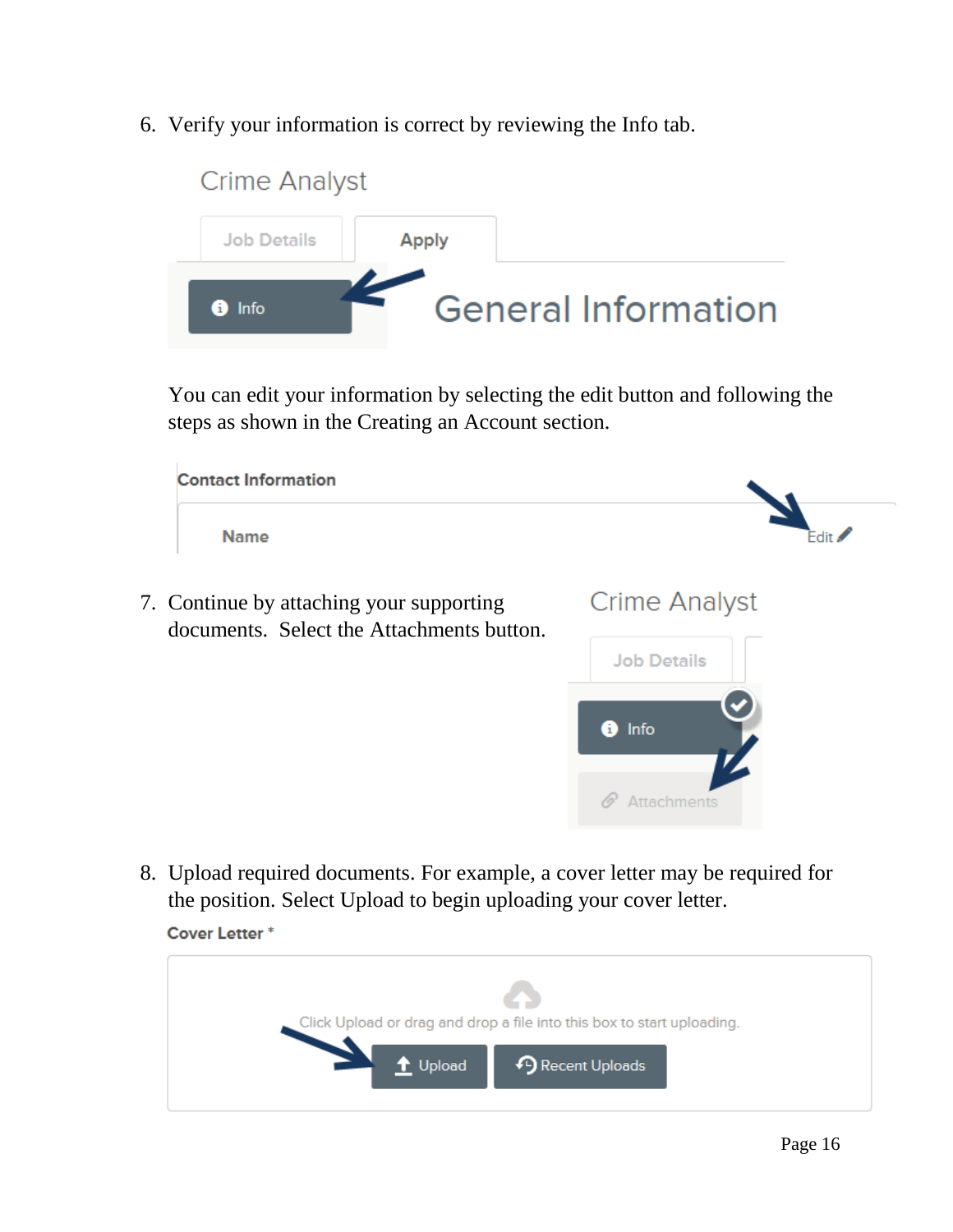6. Verify your information is correct by reviewing the Info tab.

   Crime Analyst

   Job Details | Apply

   Info — General Information

   You can edit your information by selecting the edit button and following the steps as shown in the Creating an Account section.

   Contact Information

   Name — Edit

7. Continue by attaching your supporting documents. Select the Attachments button.

   Crime Analyst

   Job Details

   Info

   Attachments

8. Upload required documents. For example, a cover letter may be required for the position. Select Upload to begin uploading your cover letter.

   Cover Letter *

   Click Upload or drag and drop a file into this box to start uploading.

   Upload | Recent Uploads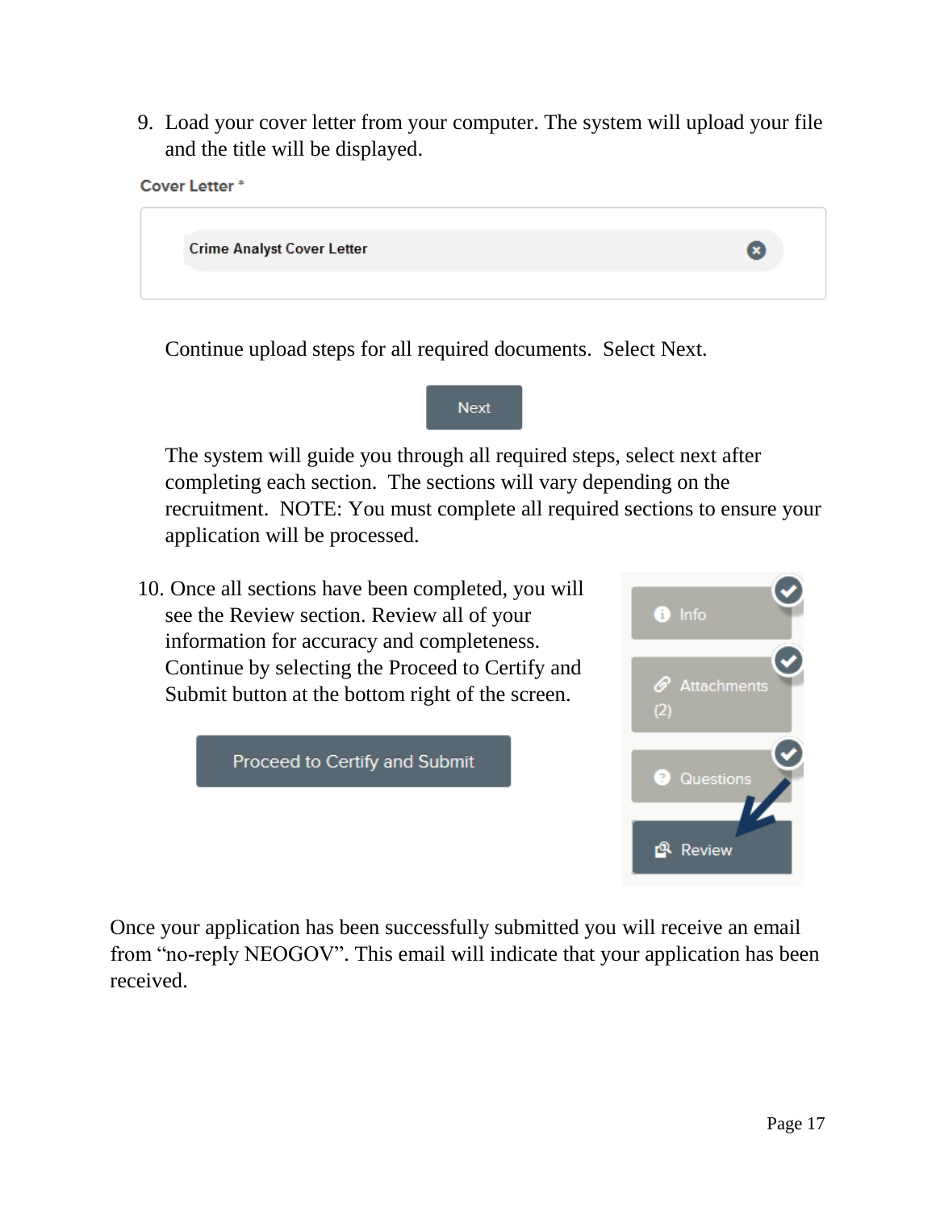9. Load your cover letter from your computer. The system will upload your file and the title will be displayed.

Cover Letter *

Crime Analyst Cover Letter

Continue upload steps for all required documents. Select Next.

Next

The system will guide you through all required steps, select next after completing each section. The sections will vary depending on the recruitment. NOTE: You must complete all required sections to ensure your application will be processed.

10. Once all sections have been completed, you will see the Review section. Review all of your information for accuracy and completeness. Continue by selecting the Proceed to Certify and Submit button at the bottom right of the screen.

Proceed to Certify and Submit

Info

Attachments (2)

Questions

Review

Once your application has been successfully submitted you will receive an email from "no-reply NEOGOV". This email will indicate that your application has been received.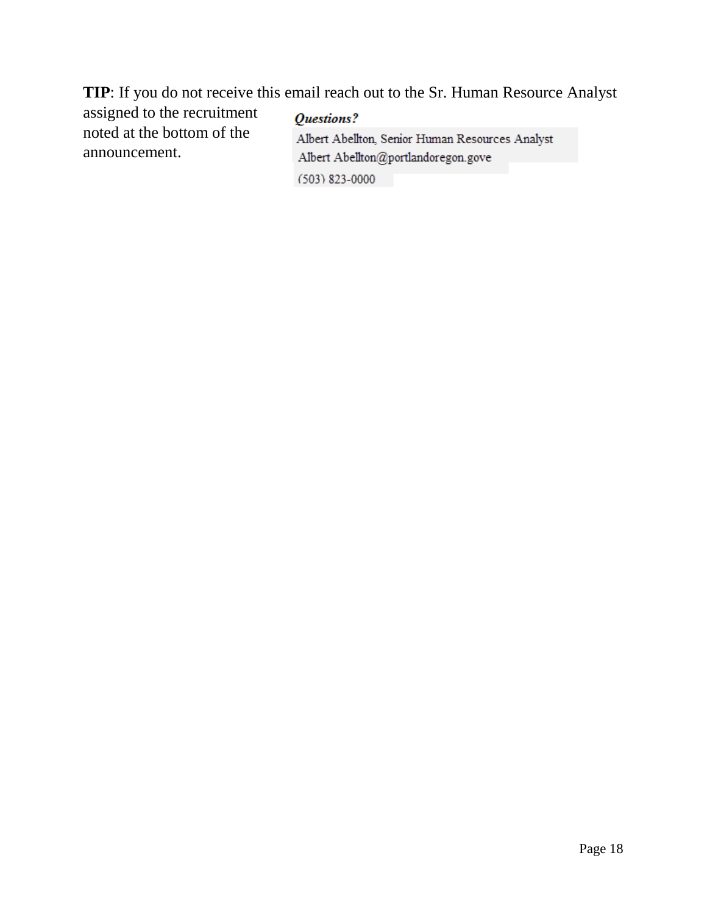**TIP**: If you do not receive this email reach out to the Sr. Human Resource Analyst assigned to the recruitment noted at the bottom of the announcement.

***Questions?***

Albert Abellton, Senior Human Resources Analyst
Albert Abellton@portlandoregon.gove
(503) 823-0000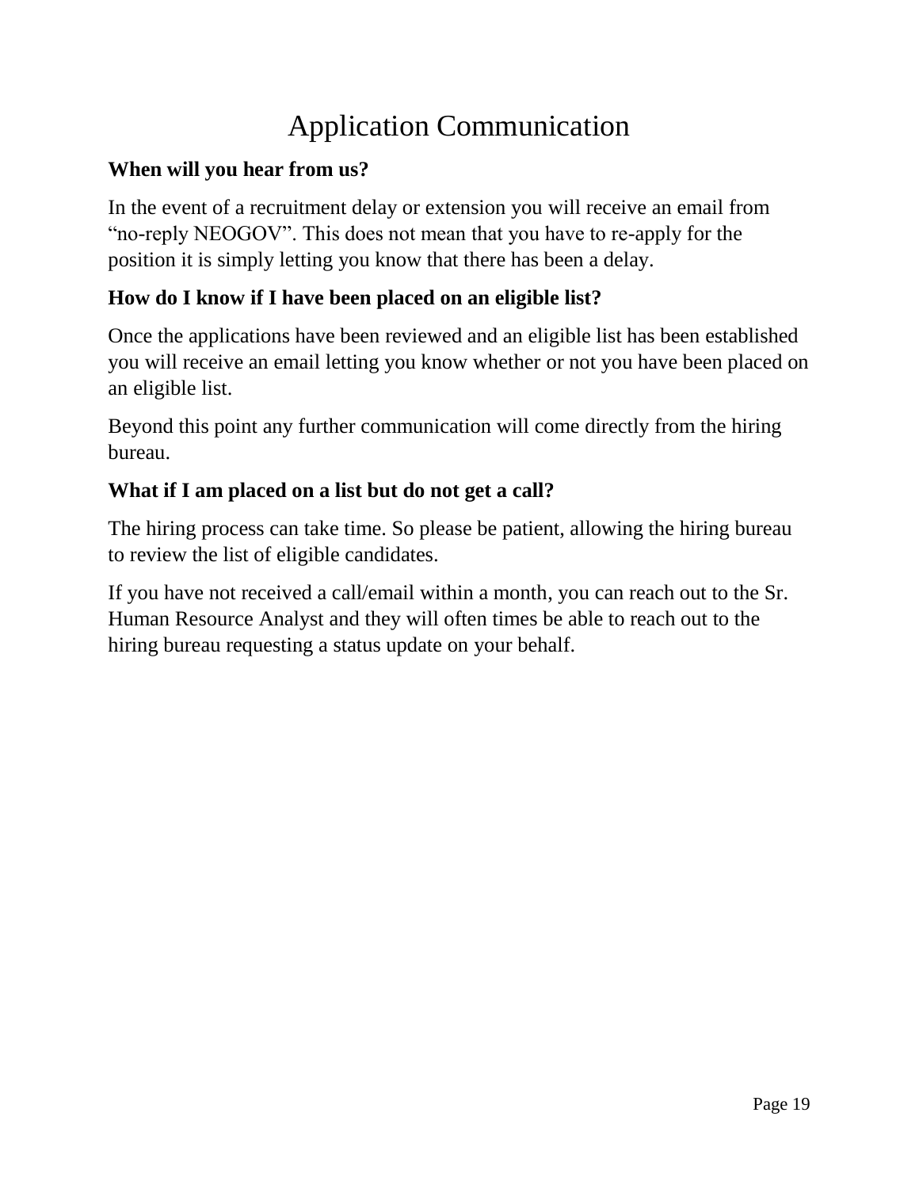# Application Communication

**When will you hear from us?**

In the event of a recruitment delay or extension you will receive an email from “no-reply NEOGOV”. This does not mean that you have to re-apply for the position it is simply letting you know that there has been a delay.

**How do I know if I have been placed on an eligible list?**

Once the applications have been reviewed and an eligible list has been established you will receive an email letting you know whether or not you have been placed on an eligible list.

Beyond this point any further communication will come directly from the hiring bureau.

**What if I am placed on a list but do not get a call?**

The hiring process can take time. So please be patient, allowing the hiring bureau to review the list of eligible candidates.

If you have not received a call/email within a month, you can reach out to the Sr. Human Resource Analyst and they will often times be able to reach out to the hiring bureau requesting a status update on your behalf.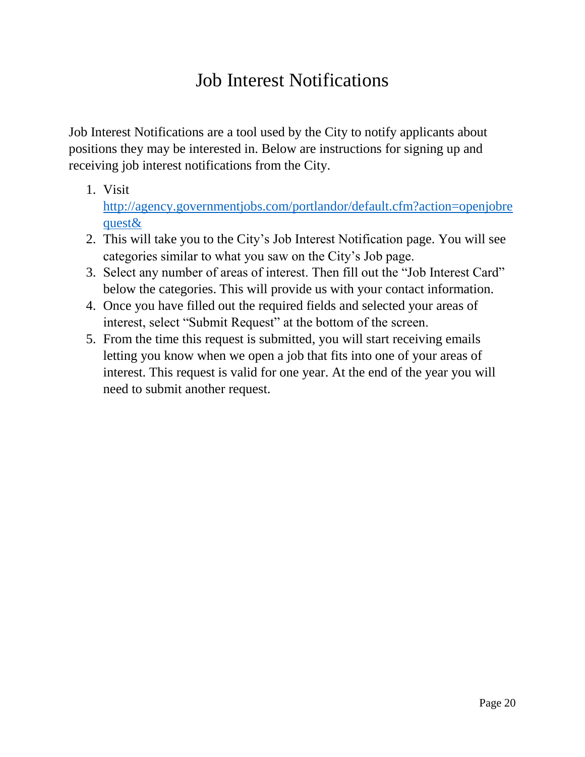# Job Interest Notifications

Job Interest Notifications are a tool used by the City to notify applicants about positions they may be interested in. Below are instructions for signing up and receiving job interest notifications from the City.

1. Visit http://agency.governmentjobs.com/portlandor/default.cfm?action=openjobrequest&
2. This will take you to the City's Job Interest Notification page. You will see categories similar to what you saw on the City's Job page.
3. Select any number of areas of interest. Then fill out the "Job Interest Card" below the categories. This will provide us with your contact information.
4. Once you have filled out the required fields and selected your areas of interest, select "Submit Request" at the bottom of the screen.
5. From the time this request is submitted, you will start receiving emails letting you know when we open a job that fits into one of your areas of interest. This request is valid for one year. At the end of the year you will need to submit another request.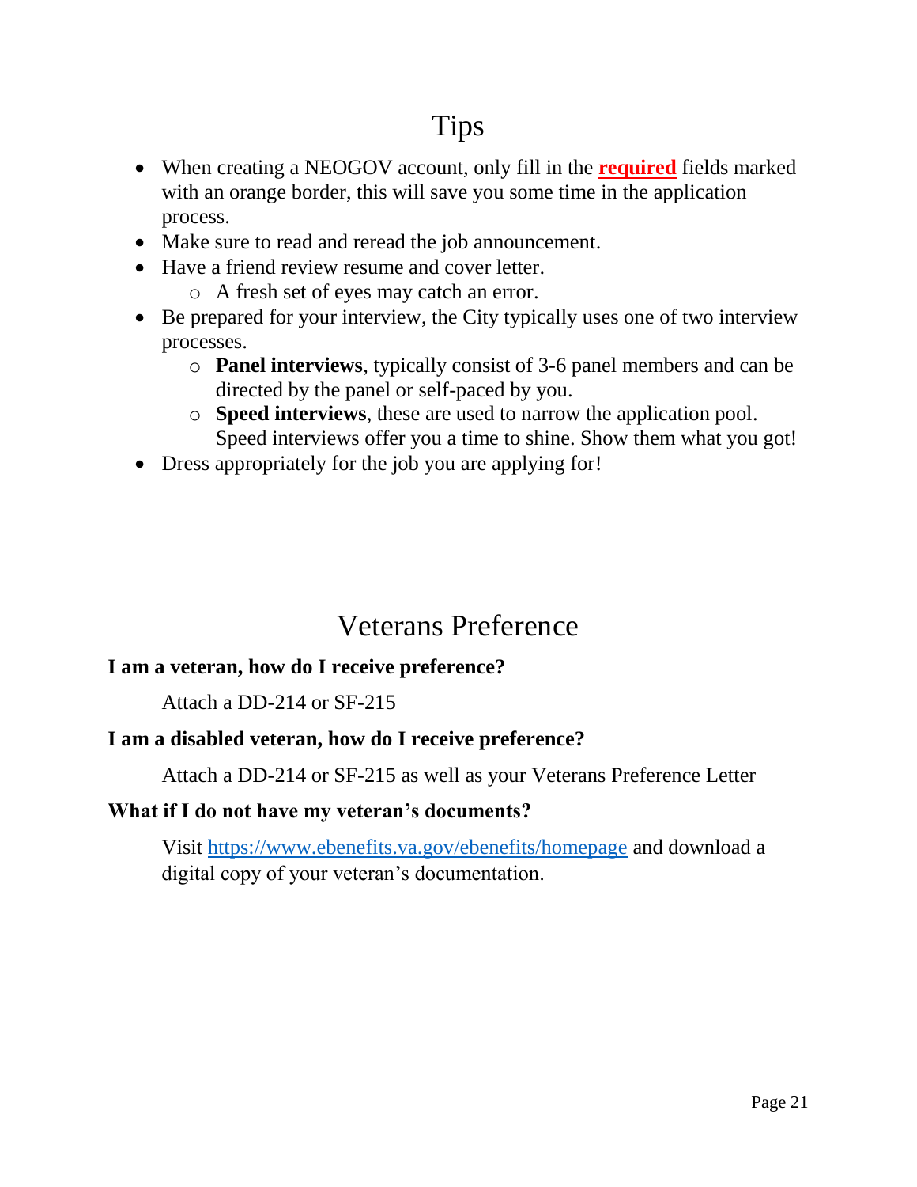# Tips

- When creating a NEOGOV account, only fill in the **required** fields marked with an orange border, this will save you some time in the application process.
- Make sure to read and reread the job announcement.
- Have a friend review resume and cover letter.
    - A fresh set of eyes may catch an error.
- Be prepared for your interview, the City typically uses one of two interview processes.
    - **Panel interviews**, typically consist of 3-6 panel members and can be directed by the panel or self-paced by you.
    - **Speed interviews**, these are used to narrow the application pool. Speed interviews offer you a time to shine. Show them what you got!
- Dress appropriately for the job you are applying for!

# Veterans Preference

**I am a veteran, how do I receive preference?**

Attach a DD-214 or SF-215

**I am a disabled veteran, how do I receive preference?**

Attach a DD-214 or SF-215 as well as your Veterans Preference Letter

**What if I do not have my veteran's documents?**

Visit https://www.ebenefits.va.gov/ebenefits/homepage and download a digital copy of your veteran's documentation.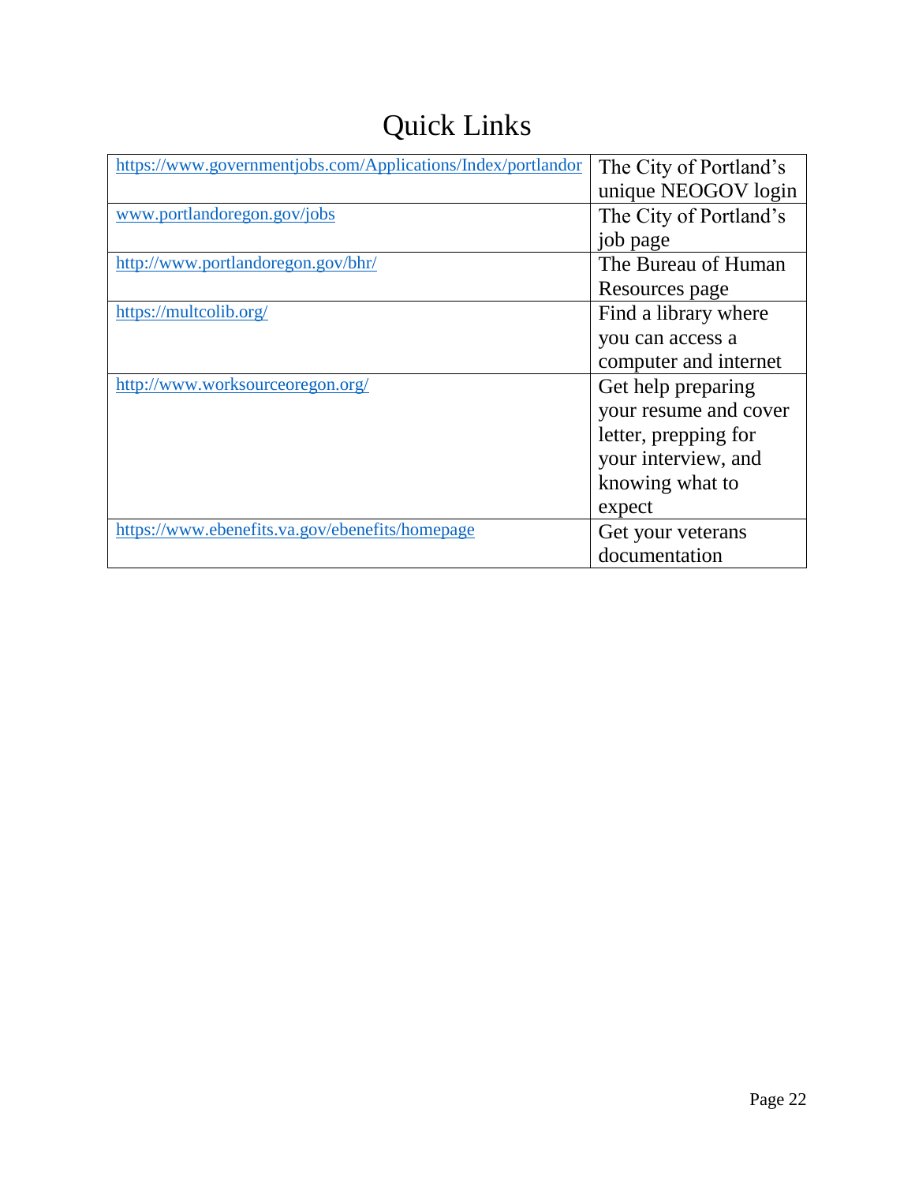# Quick Links

| | |
|---|---|
| https://www.governmentjobs.com/Applications/Index/portlandor | The City of Portland's unique NEOGOV login |
| www.portlandoregon.gov/jobs | The City of Portland's job page |
| http://www.portlandoregon.gov/bhr/ | The Bureau of Human Resources page |
| https://multcolib.org/ | Find a library where you can access a computer and internet |
| http://www.worksourceoregon.org/ | Get help preparing your resume and cover letter, prepping for your interview, and knowing what to expect |
| https://www.ebenefits.va.gov/ebenefits/homepage | Get your veterans documentation |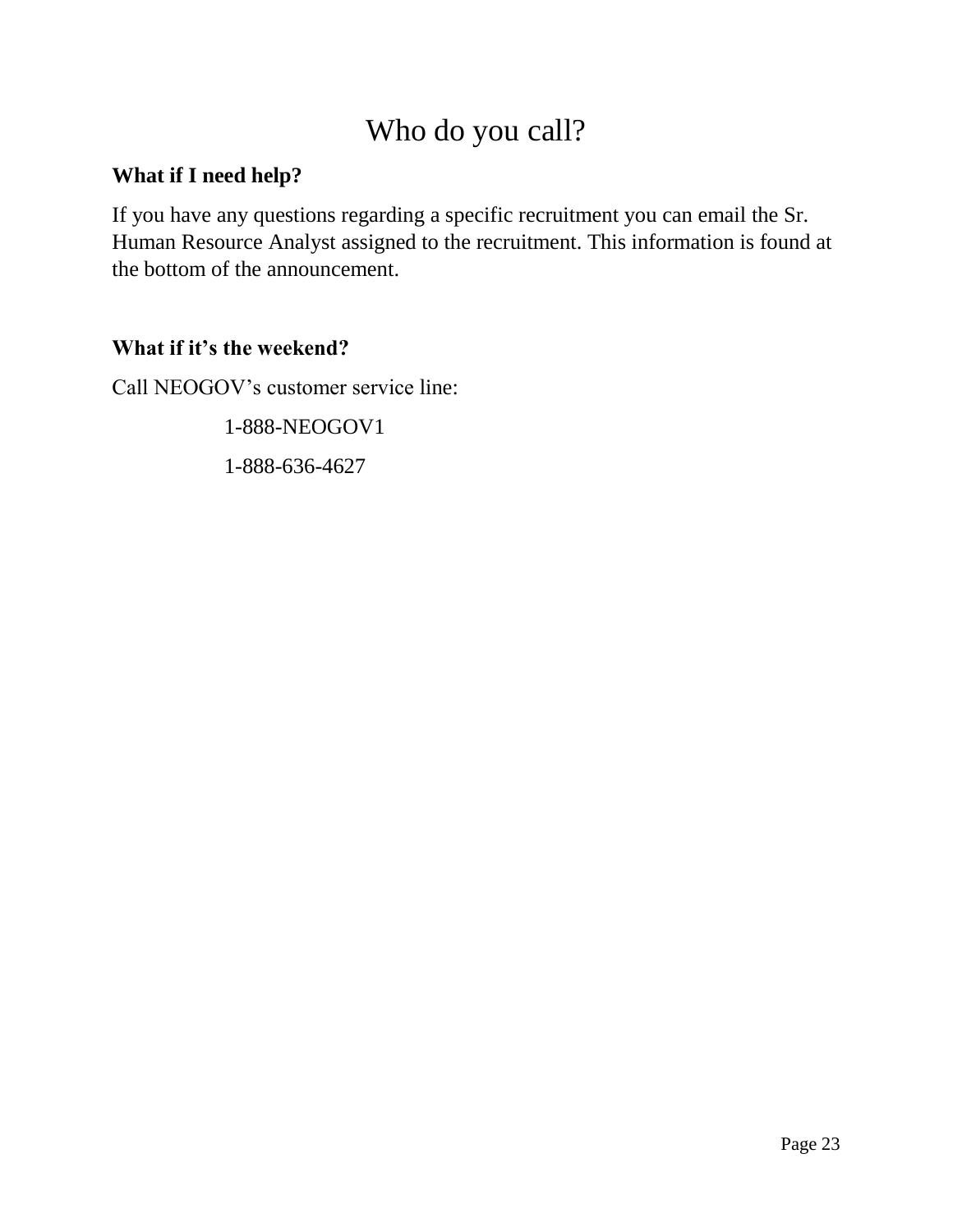# Who do you call?

**What if I need help?**

If you have any questions regarding a specific recruitment you can email the Sr. Human Resource Analyst assigned to the recruitment. This information is found at the bottom of the announcement.

**What if it's the weekend?**

Call NEOGOV's customer service line:

1-888-NEOGOV1

1-888-636-4627